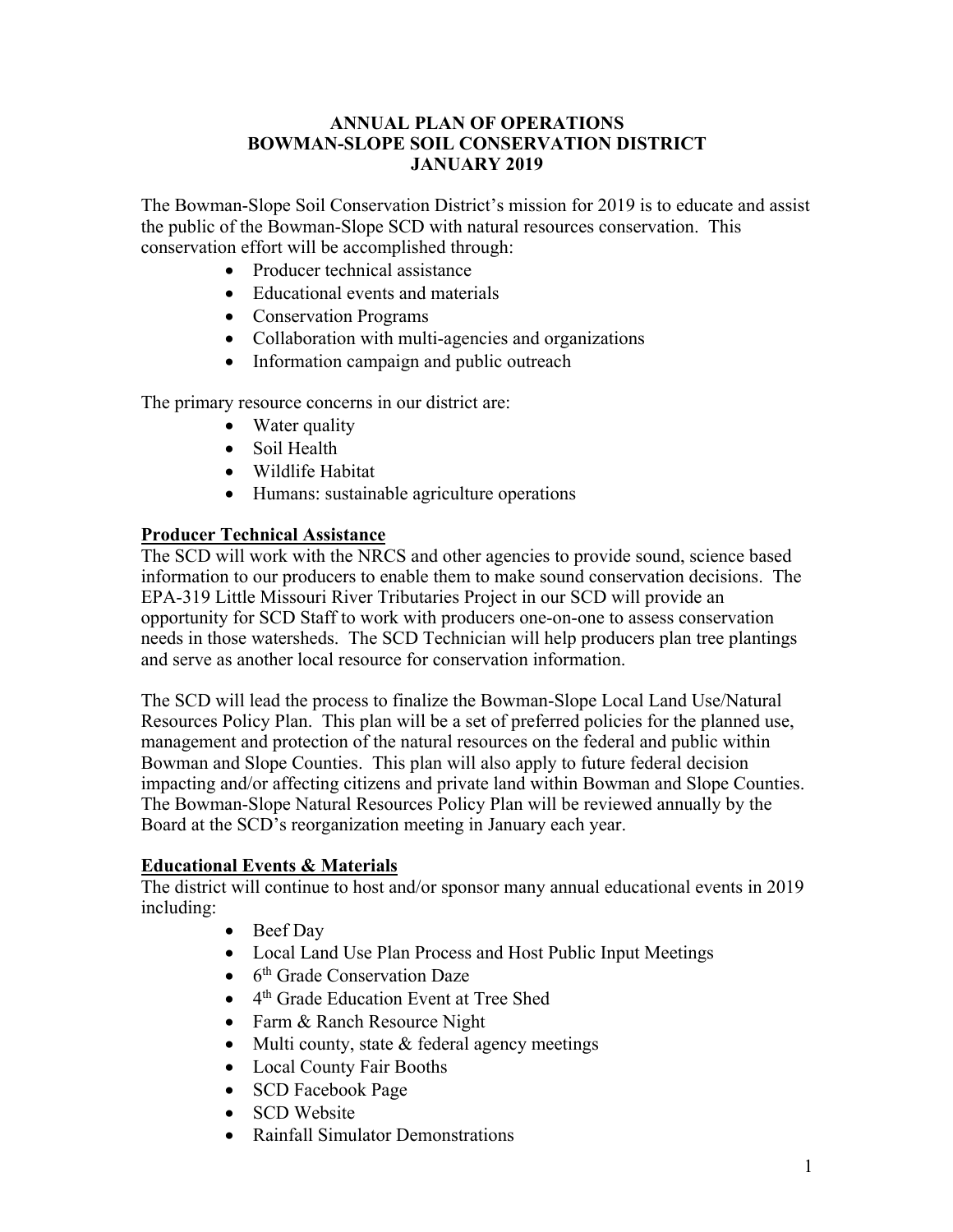# ANNUAL PLAN OF OPERATIONS
# BOWMAN-SLOPE SOIL CONSERVATION DISTRICT
# JANUARY 2019

The Bowman-Slope Soil Conservation District's mission for 2019 is to educate and assist the public of the Bowman-Slope SCD with natural resources conservation. This conservation effort will be accomplished through:

- Producer technical assistance
- Educational events and materials
- Conservation Programs
- Collaboration with multi-agencies and organizations
- Information campaign and public outreach

The primary resource concerns in our district are:

- Water quality
- Soil Health
- Wildlife Habitat
- Humans: sustainable agriculture operations

## Producer Technical Assistance

The SCD will work with the NRCS and other agencies to provide sound, science based information to our producers to enable them to make sound conservation decisions. The EPA-319 Little Missouri River Tributaries Project in our SCD will provide an opportunity for SCD Staff to work with producers one-on-one to assess conservation needs in those watersheds. The SCD Technician will help producers plan tree plantings and serve as another local resource for conservation information.

The SCD will lead the process to finalize the Bowman-Slope Local Land Use/Natural Resources Policy Plan. This plan will be a set of preferred policies for the planned use, management and protection of the natural resources on the federal and public within Bowman and Slope Counties. This plan will also apply to future federal decision impacting and/or affecting citizens and private land within Bowman and Slope Counties. The Bowman-Slope Natural Resources Policy Plan will be reviewed annually by the Board at the SCD's reorganization meeting in January each year.

## Educational Events & Materials

The district will continue to host and/or sponsor many annual educational events in 2019 including:

- Beef Day
- Local Land Use Plan Process and Host Public Input Meetings
- 6th Grade Conservation Daze
- 4th Grade Education Event at Tree Shed
- Farm & Ranch Resource Night
- Multi county, state & federal agency meetings
- Local County Fair Booths
- SCD Facebook Page
- SCD Website
- Rainfall Simulator Demonstrations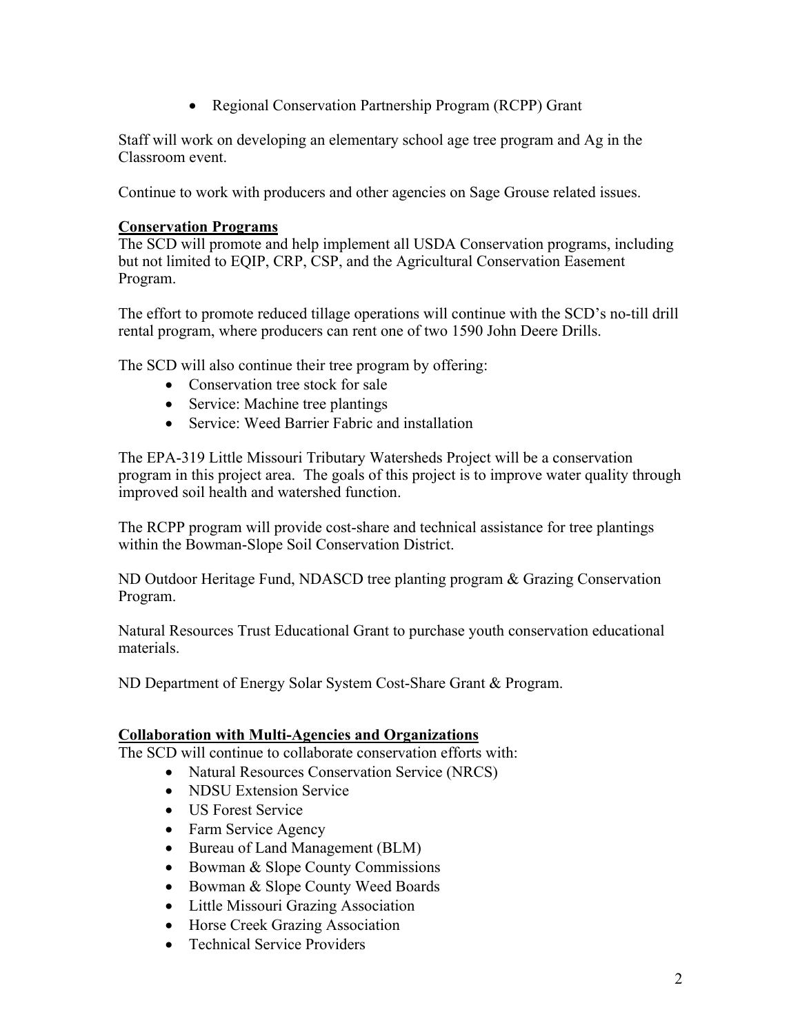- Regional Conservation Partnership Program (RCPP) Grant

Staff will work on developing an elementary school age tree program and Ag in the Classroom event.

Continue to work with producers and other agencies on Sage Grouse related issues.

**Conservation Programs**

The SCD will promote and help implement all USDA Conservation programs, including but not limited to EQIP, CRP, CSP, and the Agricultural Conservation Easement Program.

The effort to promote reduced tillage operations will continue with the SCD's no-till drill rental program, where producers can rent one of two 1590 John Deere Drills.

The SCD will also continue their tree program by offering:

- Conservation tree stock for sale
- Service: Machine tree plantings
- Service: Weed Barrier Fabric and installation

The EPA-319 Little Missouri Tributary Watersheds Project will be a conservation program in this project area. The goals of this project is to improve water quality through improved soil health and watershed function.

The RCPP program will provide cost-share and technical assistance for tree plantings within the Bowman-Slope Soil Conservation District.

ND Outdoor Heritage Fund, NDASCD tree planting program & Grazing Conservation Program.

Natural Resources Trust Educational Grant to purchase youth conservation educational materials.

ND Department of Energy Solar System Cost-Share Grant & Program.

**Collaboration with Multi-Agencies and Organizations**

The SCD will continue to collaborate conservation efforts with:

- Natural Resources Conservation Service (NRCS)
- NDSU Extension Service
- US Forest Service
- Farm Service Agency
- Bureau of Land Management (BLM)
- Bowman & Slope County Commissions
- Bowman & Slope County Weed Boards
- Little Missouri Grazing Association
- Horse Creek Grazing Association
- Technical Service Providers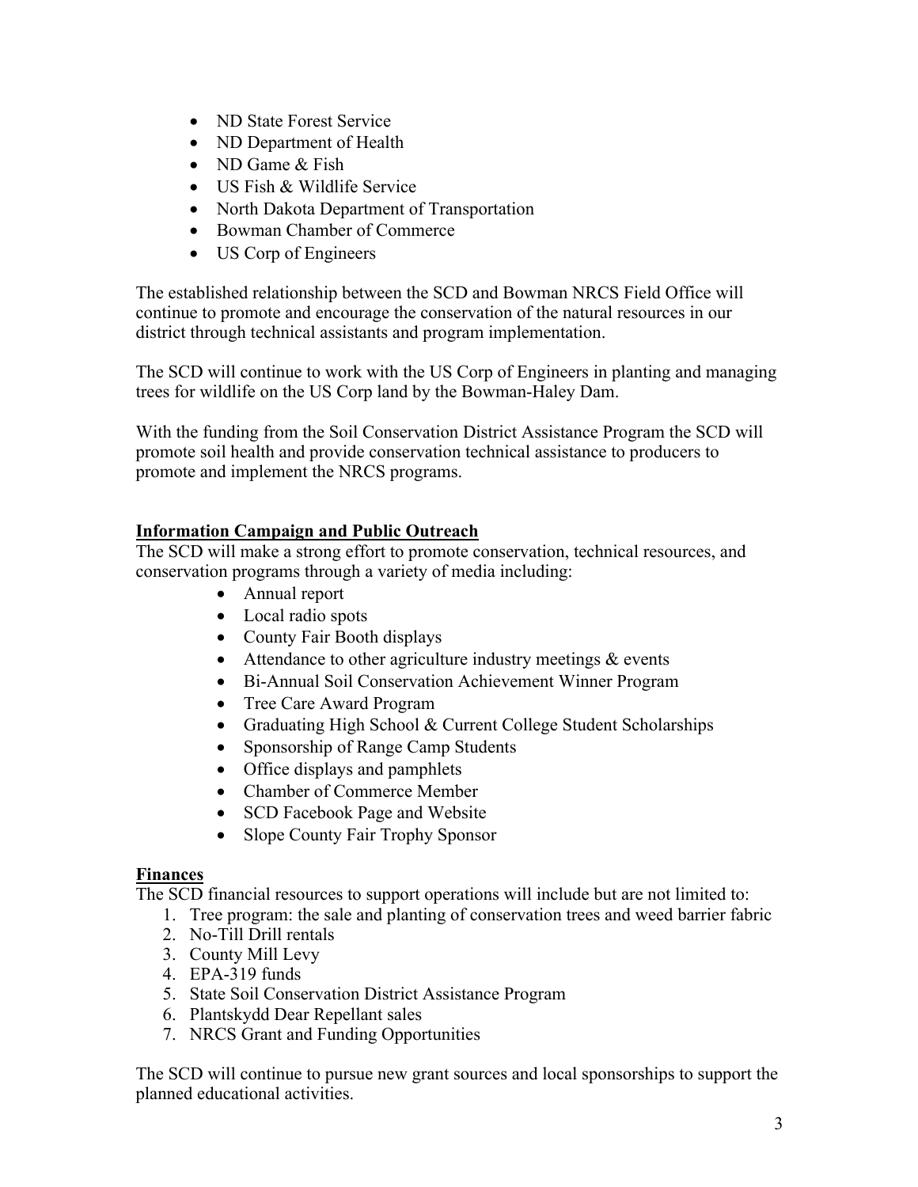- ND State Forest Service
- ND Department of Health
- ND Game & Fish
- US Fish & Wildlife Service
- North Dakota Department of Transportation
- Bowman Chamber of Commerce
- US Corp of Engineers

The established relationship between the SCD and Bowman NRCS Field Office will continue to promote and encourage the conservation of the natural resources in our district through technical assistants and program implementation.

The SCD will continue to work with the US Corp of Engineers in planting and managing trees for wildlife on the US Corp land by the Bowman-Haley Dam.

With the funding from the Soil Conservation District Assistance Program the SCD will promote soil health and provide conservation technical assistance to producers to promote and implement the NRCS programs.

## Information Campaign and Public Outreach

The SCD will make a strong effort to promote conservation, technical resources, and conservation programs through a variety of media including:

- Annual report
- Local radio spots
- County Fair Booth displays
- Attendance to other agriculture industry meetings & events
- Bi-Annual Soil Conservation Achievement Winner Program
- Tree Care Award Program
- Graduating High School & Current College Student Scholarships
- Sponsorship of Range Camp Students
- Office displays and pamphlets
- Chamber of Commerce Member
- SCD Facebook Page and Website
- Slope County Fair Trophy Sponsor

## Finances

The SCD financial resources to support operations will include but are not limited to:

1. Tree program: the sale and planting of conservation trees and weed barrier fabric
2. No-Till Drill rentals
3. County Mill Levy
4. EPA-319 funds
5. State Soil Conservation District Assistance Program
6. Plantskydd Dear Repellant sales
7. NRCS Grant and Funding Opportunities

The SCD will continue to pursue new grant sources and local sponsorships to support the planned educational activities.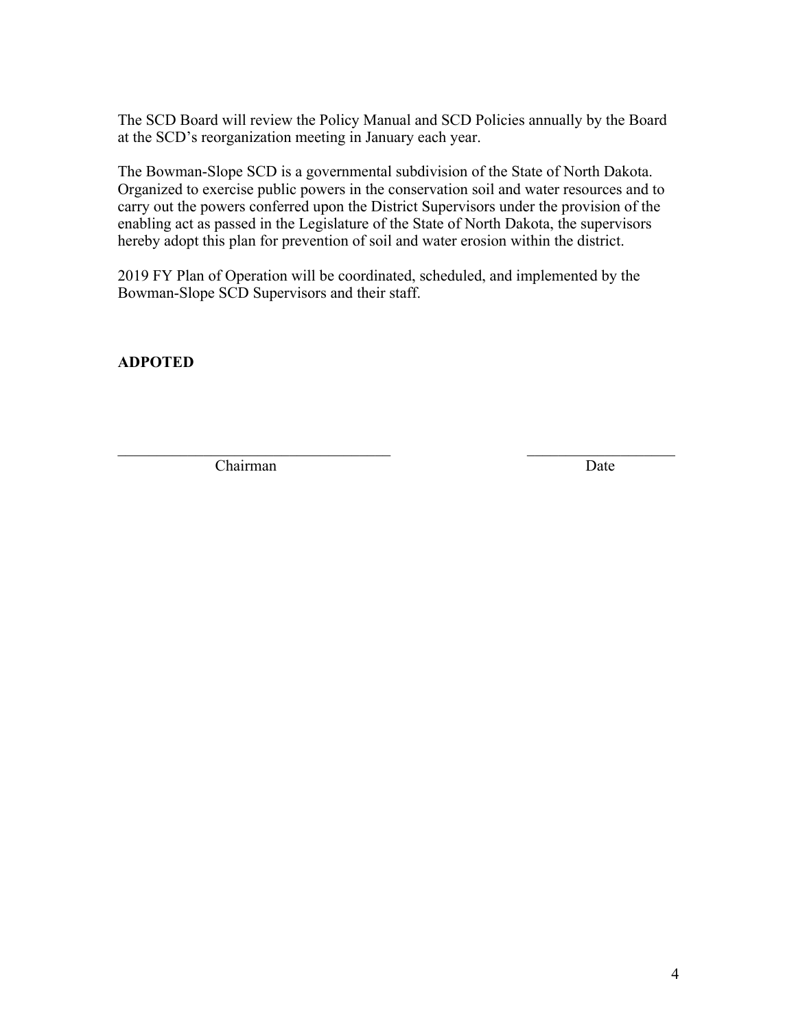The SCD Board will review the Policy Manual and SCD Policies annually by the Board at the SCD's reorganization meeting in January each year.

The Bowman-Slope SCD is a governmental subdivision of the State of North Dakota. Organized to exercise public powers in the conservation soil and water resources and to carry out the powers conferred upon the District Supervisors under the provision of the enabling act as passed in the Legislature of the State of North Dakota, the supervisors hereby adopt this plan for prevention of soil and water erosion within the district.

2019 FY Plan of Operation will be coordinated, scheduled, and implemented by the Bowman-Slope SCD Supervisors and their staff.

**ADPOTED**

\_\_\_\_\_\_\_\_\_\_\_\_\_\_\_\_\_\_\_\_\_\_\_\_\_\_\_\_\_\_\_\_\_\_\_\_ \_\_\_\_\_\_\_\_\_\_\_\_\_\_\_\_\_\_\_\_

Chairman Date